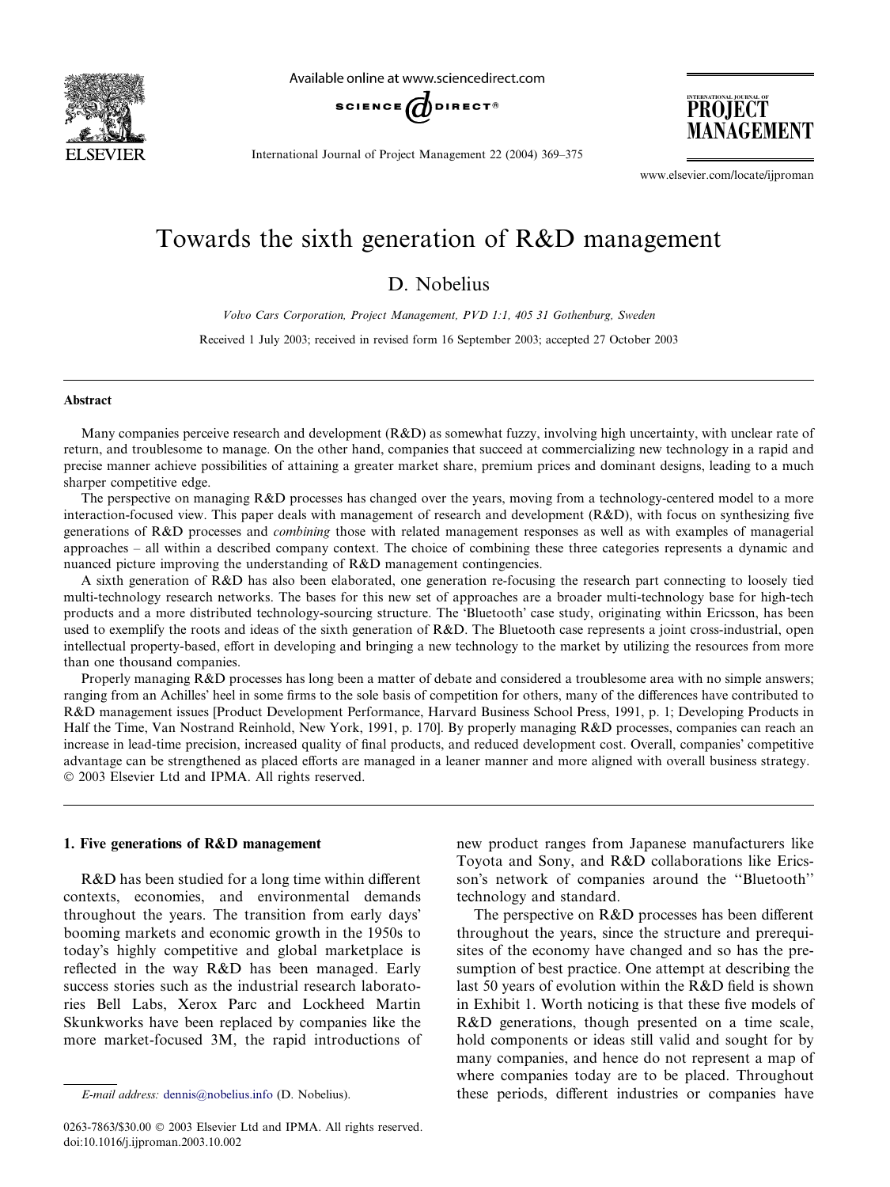# Towards the sixth generation of R&D management

D. Nobelius

*Volvo Cars Corporation, Project Management, PVD 1:1, 405 31 Gothenburg, Sweden*

Received 1 July 2003; received in revised form 16 September 2003; accepted 27 October 2003

## Abstract

Many companies perceive research and development (R&D) as somewhat fuzzy, involving high uncertainty, with unclear rate of return, and troublesome to manage. On the other hand, companies that succeed at commercializing new technology in a rapid and precise manner achieve possibilities of attaining a greater market share, premium prices and dominant designs, leading to a much sharper competitive edge.

The perspective on managing R&D processes has changed over the years, moving from a technology-centered model to a more interaction-focused view. This paper deals with management of research and development (R&D), with focus on synthesizing five generations of R&D processes and *combining* those with related management responses as well as with examples of managerial approaches – all within a described company context. The choice of combining these three categories represents a dynamic and nuanced picture improving the understanding of R&D management contingencies.

A sixth generation of R&D has also been elaborated, one generation re-focusing the research part connecting to loosely tied multi-technology research networks. The bases for this new set of approaches are a broader multi-technology base for high-tech products and a more distributed technology-sourcing structure. The 'Bluetooth' case study, originating within Ericsson, has been used to exemplify the roots and ideas of the sixth generation of R&D. The Bluetooth case represents a joint cross-industrial, open intellectual property-based, effort in developing and bringing a new technology to the market by utilizing the resources from more than one thousand companies.

Properly managing R&D processes has long been a matter of debate and considered a troublesome area with no simple answers; ranging from an Achilles' heel in some firms to the sole basis of competition for others, many of the differences have contributed to R&D management issues [Product Development Performance, Harvard Business School Press, 1991, p. 1; Developing Products in Half the Time, Van Nostrand Reinhold, New York, 1991, p. 170]. By properly managing R&D processes, companies can reach an increase in lead-time precision, increased quality of final products, and reduced development cost. Overall, companies' competitive advantage can be strengthened as placed efforts are managed in a leaner manner and more aligned with overall business strategy.
© 2003 Elsevier Ltd and IPMA. All rights reserved.

## 1. Five generations of R&D management

R&D has been studied for a long time within different contexts, economies, and environmental demands throughout the years. The transition from early days' booming markets and economic growth in the 1950s to today's highly competitive and global marketplace is reflected in the way R&D has been managed. Early success stories such as the industrial research laboratories Bell Labs, Xerox Parc and Lockheed Martin Skunkworks have been replaced by companies like the more market-focused 3M, the rapid introductions of new product ranges from Japanese manufacturers like Toyota and Sony, and R&D collaborations like Ericsson's network of companies around the "Bluetooth" technology and standard.

The perspective on R&D processes has been different throughout the years, since the structure and prerequisites of the economy have changed and so has the presumption of best practice. One attempt at describing the last 50 years of evolution within the R&D field is shown in Exhibit 1. Worth noticing is that these five models of R&D generations, though presented on a time scale, hold components or ideas still valid and sought for by many companies, and hence do not represent a map of where companies today are to be placed. Throughout these periods, different industries or companies have

*E-mail address:* dennis@nobelius.info (D. Nobelius).

0263-7863/$30.00 © 2003 Elsevier Ltd and IPMA. All rights reserved.
doi:10.1016/j.ijproman.2003.10.002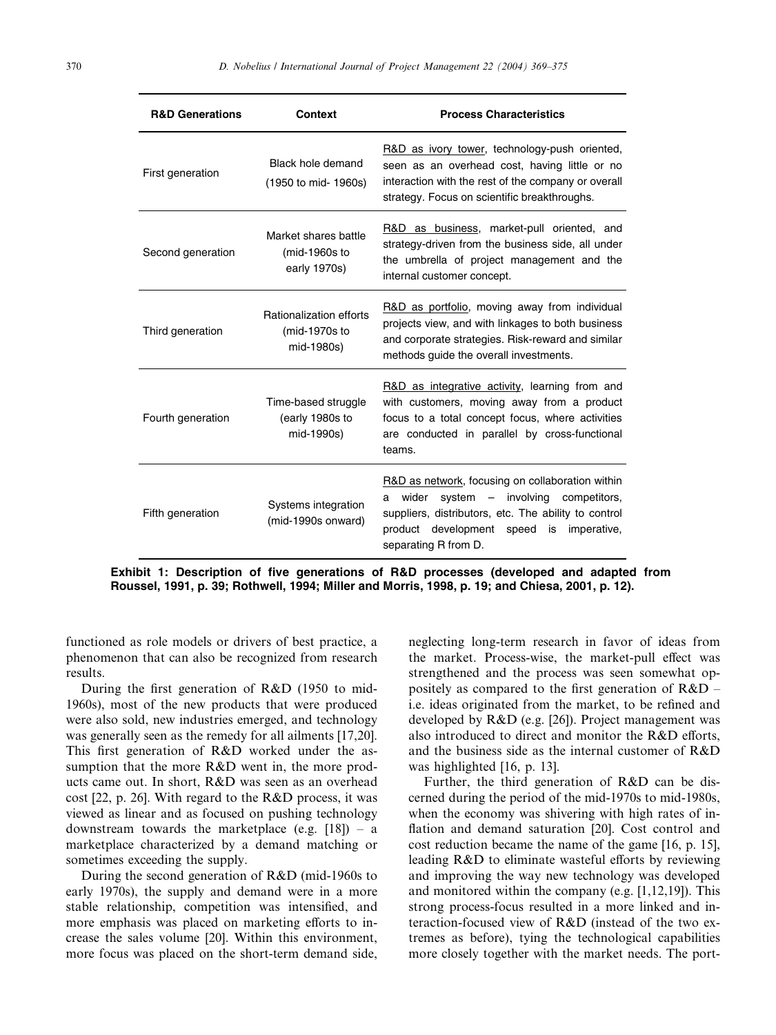| R&D Generations | Context | Process Characteristics |
| --- | --- | --- |
| First generation | Black hole demand (1950 to mid- 1960s) | R&D as ivory tower, technology-push oriented, seen as an overhead cost, having little or no interaction with the rest of the company or overall strategy. Focus on scientific breakthroughs. |
| Second generation | Market shares battle (mid-1960s to early 1970s) | R&D as business, market-pull oriented, and strategy-driven from the business side, all under the umbrella of project management and the internal customer concept. |
| Third generation | Rationalization efforts (mid-1970s to mid-1980s) | R&D as portfolio, moving away from individual projects view, and with linkages to both business and corporate strategies. Risk-reward and similar methods guide the overall investments. |
| Fourth generation | Time-based struggle (early 1980s to mid-1990s) | R&D as integrative activity, learning from and with customers, moving away from a product focus to a total concept focus, where activities are conducted in parallel by cross-functional teams. |
| Fifth generation | Systems integration (mid-1990s onward) | R&D as network, focusing on collaboration within a wider system – involving competitors, suppliers, distributors, etc. The ability to control product development speed is imperative, separating R from D. |

**Exhibit 1: Description of five generations of R&D processes (developed and adapted from Roussel, 1991, p. 39; Rothwell, 1994; Miller and Morris, 1998, p. 19; and Chiesa, 2001, p. 12).**

functioned as role models or drivers of best practice, a phenomenon that can also be recognized from research results.

During the first generation of R&D (1950 to mid-1960s), most of the new products that were produced were also sold, new industries emerged, and technology was generally seen as the remedy for all ailments [17,20]. This first generation of R&D worked under the assumption that the more R&D went in, the more products came out. In short, R&D was seen as an overhead cost [22, p. 26]. With regard to the R&D process, it was viewed as linear and as focused on pushing technology downstream towards the marketplace (e.g. [18]) – a marketplace characterized by a demand matching or sometimes exceeding the supply.

During the second generation of R&D (mid-1960s to early 1970s), the supply and demand were in a more stable relationship, competition was intensified, and more emphasis was placed on marketing efforts to increase the sales volume [20]. Within this environment, more focus was placed on the short-term demand side, neglecting long-term research in favor of ideas from the market. Process-wise, the market-pull effect was strengthened and the process was seen somewhat oppositely as compared to the first generation of R&D – i.e. ideas originated from the market, to be refined and developed by R&D (e.g. [26]). Project management was also introduced to direct and monitor the R&D efforts, and the business side as the internal customer of R&D was highlighted [16, p. 13].

Further, the third generation of R&D can be discerned during the period of the mid-1970s to mid-1980s, when the economy was shivering with high rates of inflation and demand saturation [20]. Cost control and cost reduction became the name of the game [16, p. 15], leading R&D to eliminate wasteful efforts by reviewing and improving the way new technology was developed and monitored within the company (e.g. [1,12,19]). This strong process-focus resulted in a more linked and interaction-focused view of R&D (instead of the two extremes as before), tying the technological capabilities more closely together with the market needs. The port-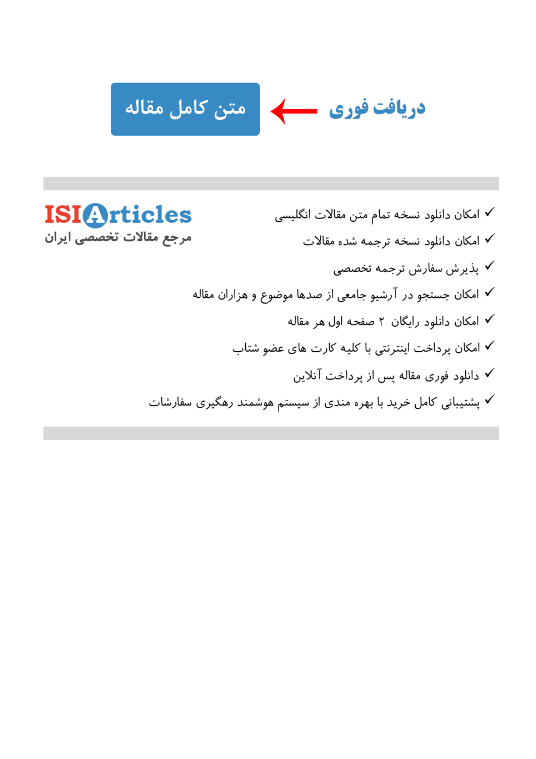دریافت فوری ← **متن کامل مقاله**

**ISIArticles**
مرجع مقالات تخصصی ایران

- ✓ امکان دانلود نسخه تمام متن مقالات انگلیسی
- ✓ امکان دانلود نسخه ترجمه شده مقالات
- ✓ پذیرش سفارش ترجمه تخصصی
- ✓ امکان جستجو در آرشیو جامعی از صدها موضوع و هزاران مقاله
- ✓ امکان دانلود رایگان ۲ صفحه اول هر مقاله
- ✓ امکان پرداخت اینترنتی با کلیه کارت های عضو شتاب
- ✓ دانلود فوری مقاله پس از پرداخت آنلاین
- ✓ پشتیبانی کامل خرید با بهره مندی از سیستم هوشمند رهگیری سفارشات